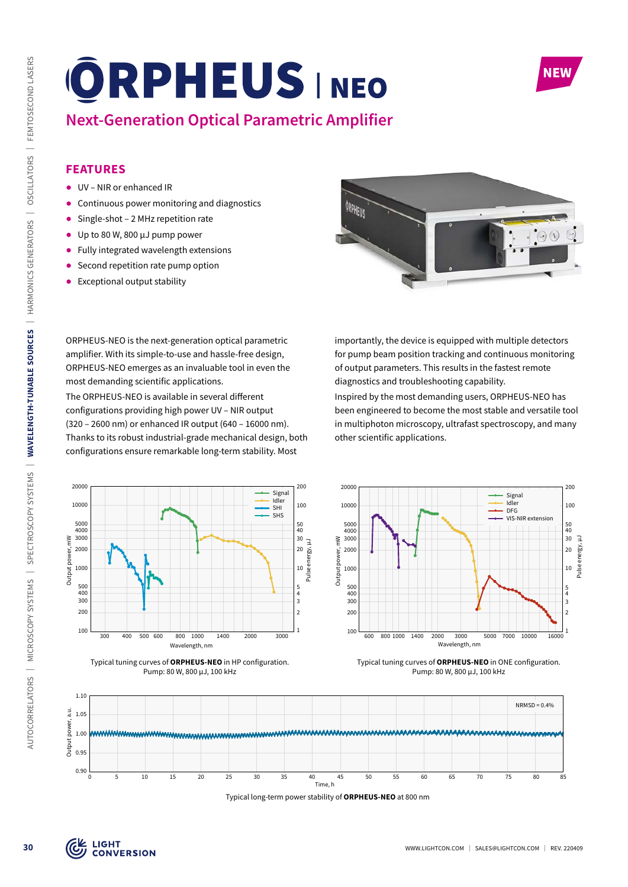# ORPHEUS | NEO

NEW

## Next-Generation Optical Parametric Amplifier

### FEATURES

- UV – NIR or enhanced IR
- Continuous power monitoring and diagnostics
- Single-shot – 2 MHz repetition rate
- Up to 80 W, 800 µJ pump power
- Fully integrated wavelength extensions
- Second repetition rate pump option
- Exceptional output stability

ORPHEUS-NEO is the next-generation optical parametric amplifier. With its simple-to-use and hassle-free design, ORPHEUS-NEO emerges as an invaluable tool in even the most demanding scientific applications.

The ORPHEUS-NEO is available in several different configurations providing high power UV – NIR output (320 – 2600 nm) or enhanced IR output (640 – 16000 nm). Thanks to its robust industrial-grade mechanical design, both configurations ensure remarkable long-term stability. Most importantly, the device is equipped with multiple detectors for pump beam position tracking and continuous monitoring of output parameters. This results in the fastest remote diagnostics and troubleshooting capability.

Inspired by the most demanding users, ORPHEUS-NEO has been engineered to become the most stable and versatile tool in multiphoton microscopy, ultrafast spectroscopy, and many other scientific applications.

Typical tuning curves of **ORPHEUS-NEO** in HP configuration. Pump: 80 W, 800 µJ, 100 kHz

Typical tuning curves of **ORPHEUS-NEO** in ONE configuration. Pump: 80 W, 800 µJ, 100 kHz

Typical long-term power stability of **ORPHEUS-NEO** at 800 nm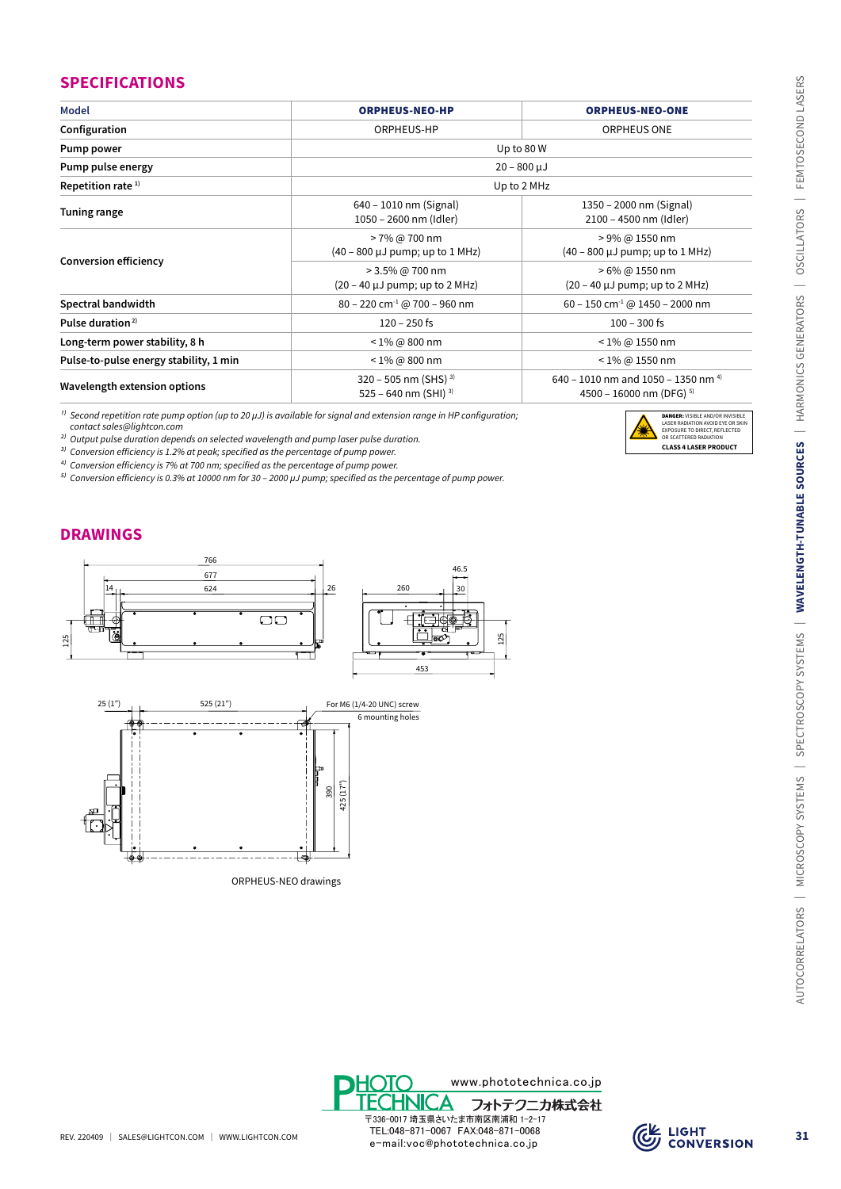## SPECIFICATIONS

| Model | ORPHEUS-NEO-HP | ORPHEUS-NEO-ONE |
|---|---|---|
| Configuration | ORPHEUS-HP | ORPHEUS ONE |
| Pump power | Up to 80 W | |
| Pump pulse energy | 20 – 800 µJ | |
| Repetition rate [1] | Up to 2 MHz | |
| Tuning range | 640 – 1010 nm (Signal)<br>1050 – 2600 nm (Idler) | 1350 – 2000 nm (Signal)<br>2100 – 4500 nm (Idler) |
| Conversion efficiency | > 7% @ 700 nm<br>(40 – 800 µJ pump; up to 1 MHz) | > 9% @ 1550 nm<br>(40 – 800 µJ pump; up to 1 MHz) |
| | > 3.5% @ 700 nm<br>(20 – 40 µJ pump; up to 2 MHz) | > 6% @ 1550 nm<br>(20 – 40 µJ pump; up to 2 MHz) |
| Spectral bandwidth | 80 – 220 $cm^{-1}$ @ 700 – 960 nm | 60 – 150 $cm^{-1}$ @ 1450 – 2000 nm |
| Pulse duration [2] | 120 – 250 fs | 100 – 300 fs |
| Long-term power stability, 8 h | < 1% @ 800 nm | < 1% @ 1550 nm |
| Pulse-to-pulse energy stability, 1 min | < 1% @ 800 nm | < 1% @ 1550 nm |
| Wavelength extension options | 320 – 505 nm (SHS) [3]<br>525 – 640 nm (SHI) [3] | 640 – 1010 nm and 1050 – 1350 nm [4]<br>4500 – 16000 nm (DFG) [5] |

[1] *Second repetition rate pump option (up to 20 µJ) is available for signal and extension range in HP configuration; contact sales@lightcon.com*

[2] *Output pulse duration depends on selected wavelength and pump laser pulse duration.*

[3] *Conversion efficiency is 1.2% at peak; specified as the percentage of pump power.*

[4] *Conversion efficiency is 7% at 700 nm; specified as the percentage of pump power.*

[5] *Conversion efficiency is 0.3% at 10000 nm for 30 – 2000 µJ pump; specified as the percentage of pump power.*

**DANGER:** VISIBLE AND/OR INVISIBLE LASER RADIATION AVOID EYE OR SKIN EXPOSURE TO DIRECT, REFLECTED OR SCATTERED RADIATION
**CLASS 4 LASER PRODUCT**

## DRAWINGS

766
677
624
14
26
125
260
46.5
30
125
453
25 (1")
525 (21")
For M6 (1/4-20 UNC) screw
6 mounting holes
390
425 (17")

ORPHEUS-NEO drawings

REV. 220409 | SALES@LIGHTCON.COM | WWW.LIGHTCON.COM

PHOTO TECHNICA www.phototechnica.co.jp フォトテクニカ株式会社
〒336-0017 埼玉県さいたま市南区南浦和 1-2-17
TEL:048-871-0067 FAX:048-871-0068
e-mail:voc@phototechnica.co.jp